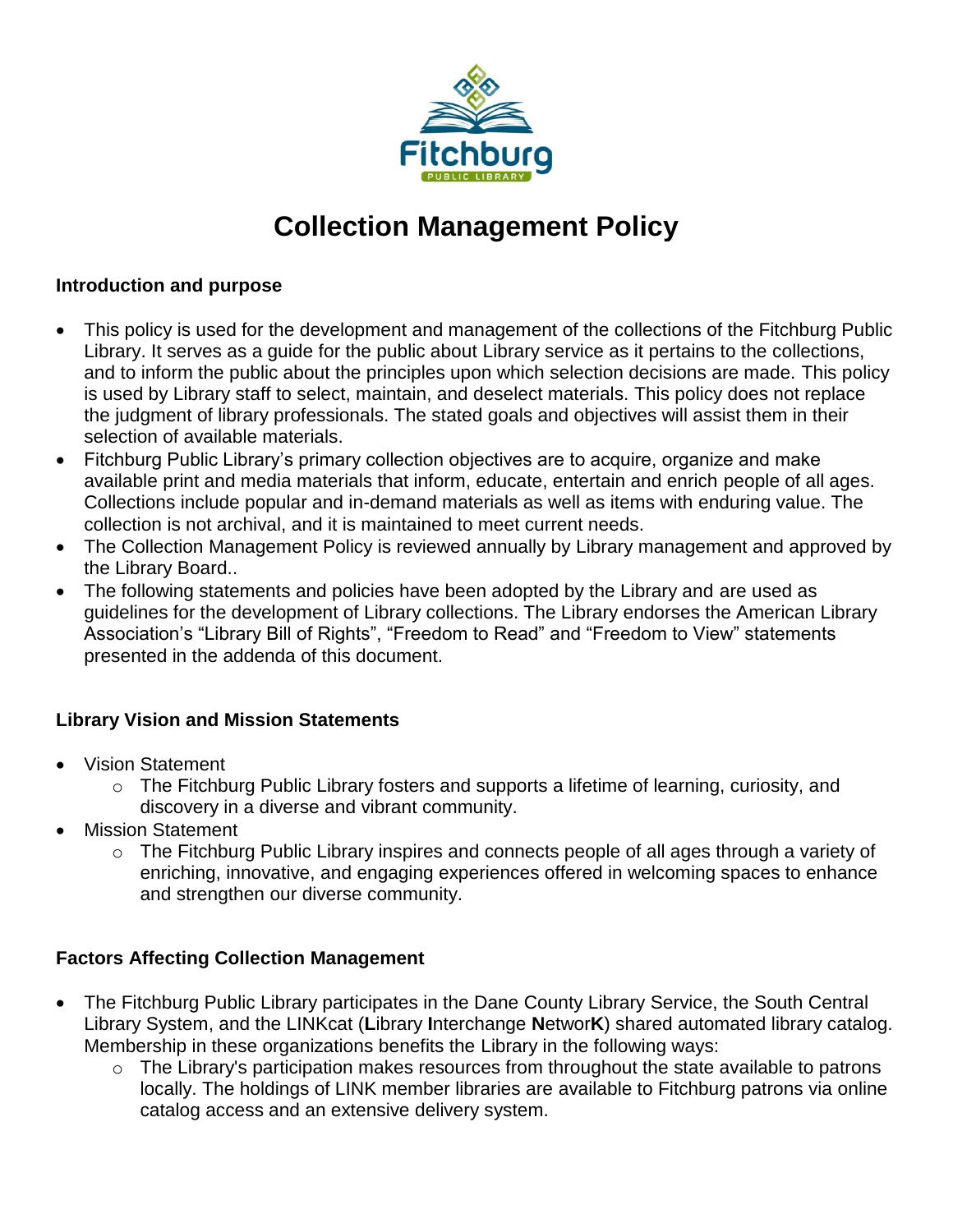# Collection Management Policy

### Introduction and purpose

- This policy is used for the development and management of the collections of the Fitchburg Public Library. It serves as a guide for the public about Library service as it pertains to the collections, and to inform the public about the principles upon which selection decisions are made. This policy is used by Library staff to select, maintain, and deselect materials. This policy does not replace the judgment of library professionals. The stated goals and objectives will assist them in their selection of available materials.
- Fitchburg Public Library's primary collection objectives are to acquire, organize and make available print and media materials that inform, educate, entertain and enrich people of all ages. Collections include popular and in-demand materials as well as items with enduring value. The collection is not archival, and it is maintained to meet current needs.
- The Collection Management Policy is reviewed annually by Library management and approved by the Library Board..
- The following statements and policies have been adopted by the Library and are used as guidelines for the development of Library collections. The Library endorses the American Library Association's "Library Bill of Rights", "Freedom to Read" and "Freedom to View" statements presented in the addenda of this document.

### Library Vision and Mission Statements

- Vision Statement
  - The Fitchburg Public Library fosters and supports a lifetime of learning, curiosity, and discovery in a diverse and vibrant community.
- Mission Statement
  - The Fitchburg Public Library inspires and connects people of all ages through a variety of enriching, innovative, and engaging experiences offered in welcoming spaces to enhance and strengthen our diverse community.

### Factors Affecting Collection Management

- The Fitchburg Public Library participates in the Dane County Library Service, the South Central Library System, and the LINKcat (**L**ibrary **I**nterchange **N**etwor**K**) shared automated library catalog. Membership in these organizations benefits the Library in the following ways:
  - The Library's participation makes resources from throughout the state available to patrons locally. The holdings of LINK member libraries are available to Fitchburg patrons via online catalog access and an extensive delivery system.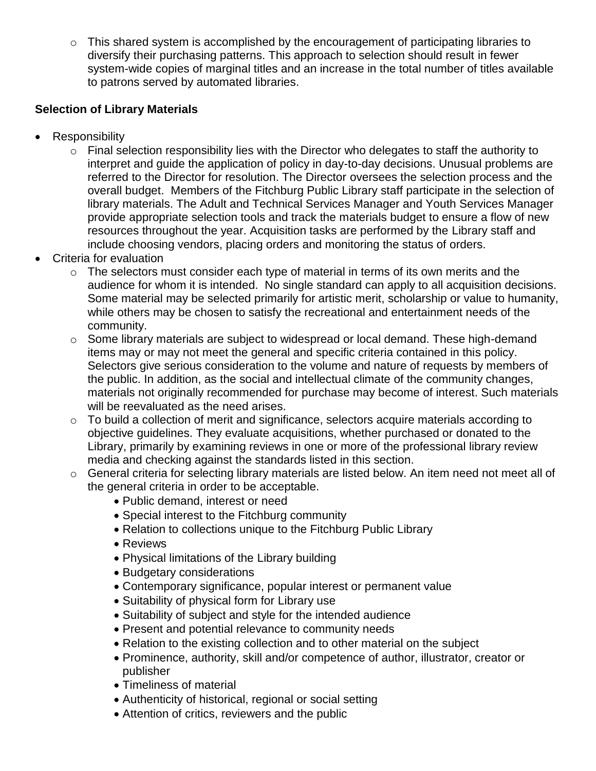- This shared system is accomplished by the encouragement of participating libraries to diversify their purchasing patterns. This approach to selection should result in fewer system-wide copies of marginal titles and an increase in the total number of titles available to patrons served by automated libraries.

**Selection of Library Materials**

- Responsibility
  - Final selection responsibility lies with the Director who delegates to staff the authority to interpret and guide the application of policy in day-to-day decisions. Unusual problems are referred to the Director for resolution. The Director oversees the selection process and the overall budget. Members of the Fitchburg Public Library staff participate in the selection of library materials. The Adult and Technical Services Manager and Youth Services Manager provide appropriate selection tools and track the materials budget to ensure a flow of new resources throughout the year. Acquisition tasks are performed by the Library staff and include choosing vendors, placing orders and monitoring the status of orders.
- Criteria for evaluation
  - The selectors must consider each type of material in terms of its own merits and the audience for whom it is intended. No single standard can apply to all acquisition decisions. Some material may be selected primarily for artistic merit, scholarship or value to humanity, while others may be chosen to satisfy the recreational and entertainment needs of the community.
  - Some library materials are subject to widespread or local demand. These high-demand items may or may not meet the general and specific criteria contained in this policy. Selectors give serious consideration to the volume and nature of requests by members of the public. In addition, as the social and intellectual climate of the community changes, materials not originally recommended for purchase may become of interest. Such materials will be reevaluated as the need arises.
  - To build a collection of merit and significance, selectors acquire materials according to objective guidelines. They evaluate acquisitions, whether purchased or donated to the Library, primarily by examining reviews in one or more of the professional library review media and checking against the standards listed in this section.
  - General criteria for selecting library materials are listed below. An item need not meet all of the general criteria in order to be acceptable.
    - Public demand, interest or need
    - Special interest to the Fitchburg community
    - Relation to collections unique to the Fitchburg Public Library
    - Reviews
    - Physical limitations of the Library building
    - Budgetary considerations
    - Contemporary significance, popular interest or permanent value
    - Suitability of physical form for Library use
    - Suitability of subject and style for the intended audience
    - Present and potential relevance to community needs
    - Relation to the existing collection and to other material on the subject
    - Prominence, authority, skill and/or competence of author, illustrator, creator or publisher
    - Timeliness of material
    - Authenticity of historical, regional or social setting
    - Attention of critics, reviewers and the public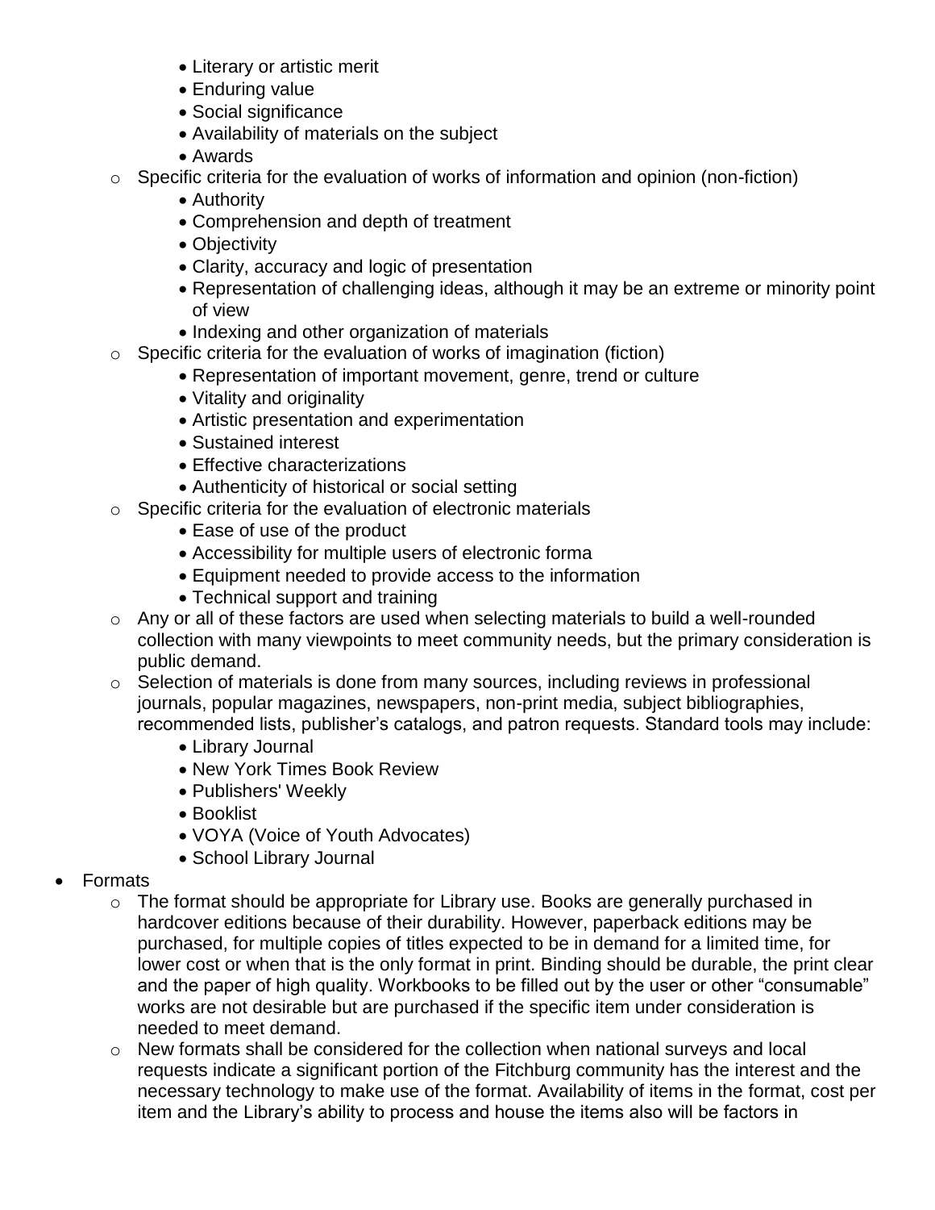- Literary or artistic merit
    - Enduring value
    - Social significance
    - Availability of materials on the subject
    - Awards
  - Specific criteria for the evaluation of works of information and opinion (non-fiction)
    - Authority
    - Comprehension and depth of treatment
    - Objectivity
    - Clarity, accuracy and logic of presentation
    - Representation of challenging ideas, although it may be an extreme or minority point of view
    - Indexing and other organization of materials
  - Specific criteria for the evaluation of works of imagination (fiction)
    - Representation of important movement, genre, trend or culture
    - Vitality and originality
    - Artistic presentation and experimentation
    - Sustained interest
    - Effective characterizations
    - Authenticity of historical or social setting
  - Specific criteria for the evaluation of electronic materials
    - Ease of use of the product
    - Accessibility for multiple users of electronic forma
    - Equipment needed to provide access to the information
    - Technical support and training
  - Any or all of these factors are used when selecting materials to build a well-rounded collection with many viewpoints to meet community needs, but the primary consideration is public demand.
  - Selection of materials is done from many sources, including reviews in professional journals, popular magazines, newspapers, non-print media, subject bibliographies, recommended lists, publisher's catalogs, and patron requests. Standard tools may include:
    - Library Journal
    - New York Times Book Review
    - Publishers' Weekly
    - Booklist
    - VOYA (Voice of Youth Advocates)
    - School Library Journal
- Formats
  - The format should be appropriate for Library use. Books are generally purchased in hardcover editions because of their durability. However, paperback editions may be purchased, for multiple copies of titles expected to be in demand for a limited time, for lower cost or when that is the only format in print. Binding should be durable, the print clear and the paper of high quality. Workbooks to be filled out by the user or other "consumable" works are not desirable but are purchased if the specific item under consideration is needed to meet demand.
  - New formats shall be considered for the collection when national surveys and local requests indicate a significant portion of the Fitchburg community has the interest and the necessary technology to make use of the format. Availability of items in the format, cost per item and the Library's ability to process and house the items also will be factors in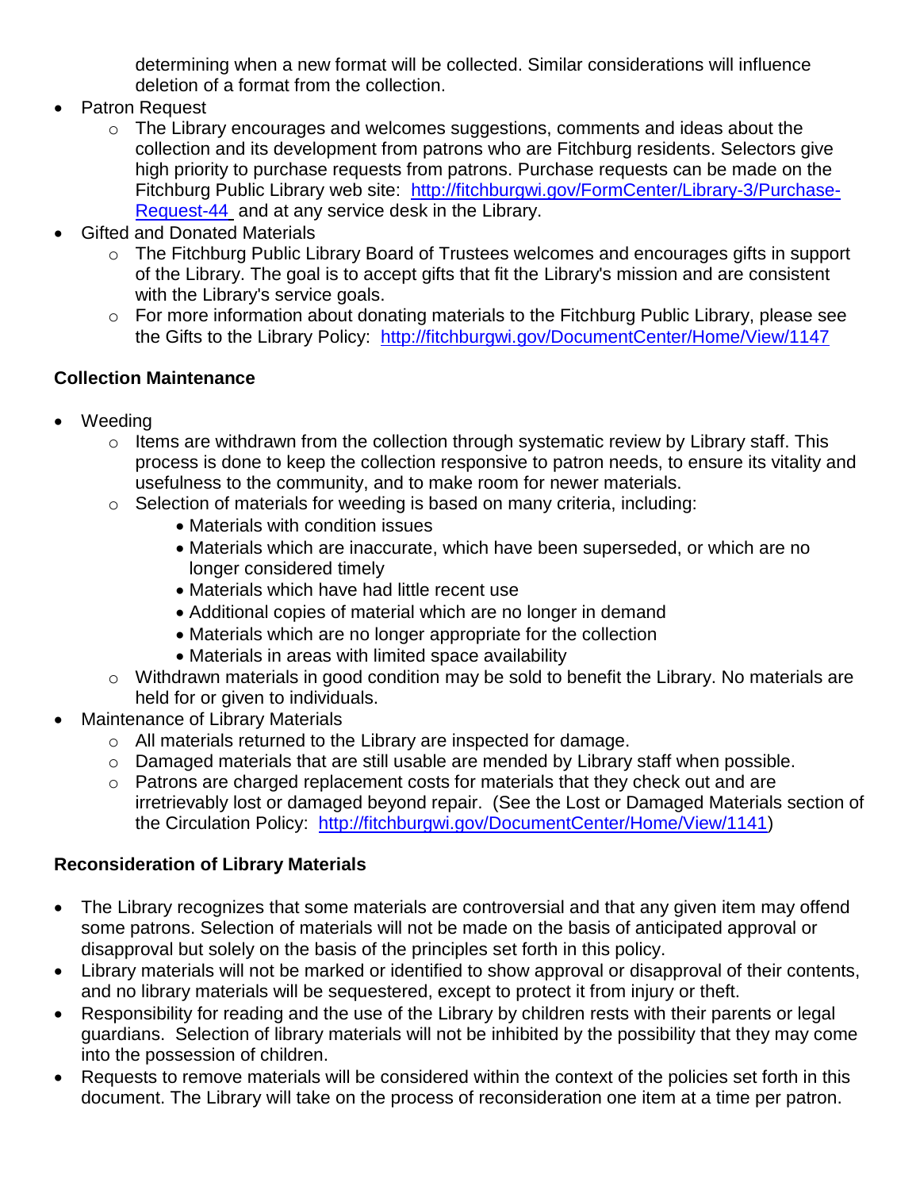determining when a new format will be collected. Similar considerations will influence deletion of a format from the collection.

- Patron Request
  - The Library encourages and welcomes suggestions, comments and ideas about the collection and its development from patrons who are Fitchburg residents. Selectors give high priority to purchase requests from patrons. Purchase requests can be made on the Fitchburg Public Library web site: [http://fitchburgwi.gov/FormCenter/Library-3/Purchase-Request-44](http://fitchburgwi.gov/FormCenter/Library-3/Purchase-Request-44) and at any service desk in the Library.
- Gifted and Donated Materials
  - The Fitchburg Public Library Board of Trustees welcomes and encourages gifts in support of the Library. The goal is to accept gifts that fit the Library's mission and are consistent with the Library's service goals.
  - For more information about donating materials to the Fitchburg Public Library, please see the Gifts to the Library Policy: [http://fitchburgwi.gov/DocumentCenter/Home/View/1147](http://fitchburgwi.gov/DocumentCenter/Home/View/1147)

**Collection Maintenance**

- Weeding
  - Items are withdrawn from the collection through systematic review by Library staff. This process is done to keep the collection responsive to patron needs, to ensure its vitality and usefulness to the community, and to make room for newer materials.
  - Selection of materials for weeding is based on many criteria, including:
    - Materials with condition issues
    - Materials which are inaccurate, which have been superseded, or which are no longer considered timely
    - Materials which have had little recent use
    - Additional copies of material which are no longer in demand
    - Materials which are no longer appropriate for the collection
    - Materials in areas with limited space availability
  - Withdrawn materials in good condition may be sold to benefit the Library. No materials are held for or given to individuals.
- Maintenance of Library Materials
  - All materials returned to the Library are inspected for damage.
  - Damaged materials that are still usable are mended by Library staff when possible.
  - Patrons are charged replacement costs for materials that they check out and are irretrievably lost or damaged beyond repair. (See the Lost or Damaged Materials section of the Circulation Policy: [http://fitchburgwi.gov/DocumentCenter/Home/View/1141](http://fitchburgwi.gov/DocumentCenter/Home/View/1141))

**Reconsideration of Library Materials**

- The Library recognizes that some materials are controversial and that any given item may offend some patrons. Selection of materials will not be made on the basis of anticipated approval or disapproval but solely on the basis of the principles set forth in this policy.
- Library materials will not be marked or identified to show approval or disapproval of their contents, and no library materials will be sequestered, except to protect it from injury or theft.
- Responsibility for reading and the use of the Library by children rests with their parents or legal guardians. Selection of library materials will not be inhibited by the possibility that they may come into the possession of children.
- Requests to remove materials will be considered within the context of the policies set forth in this document. The Library will take on the process of reconsideration one item at a time per patron.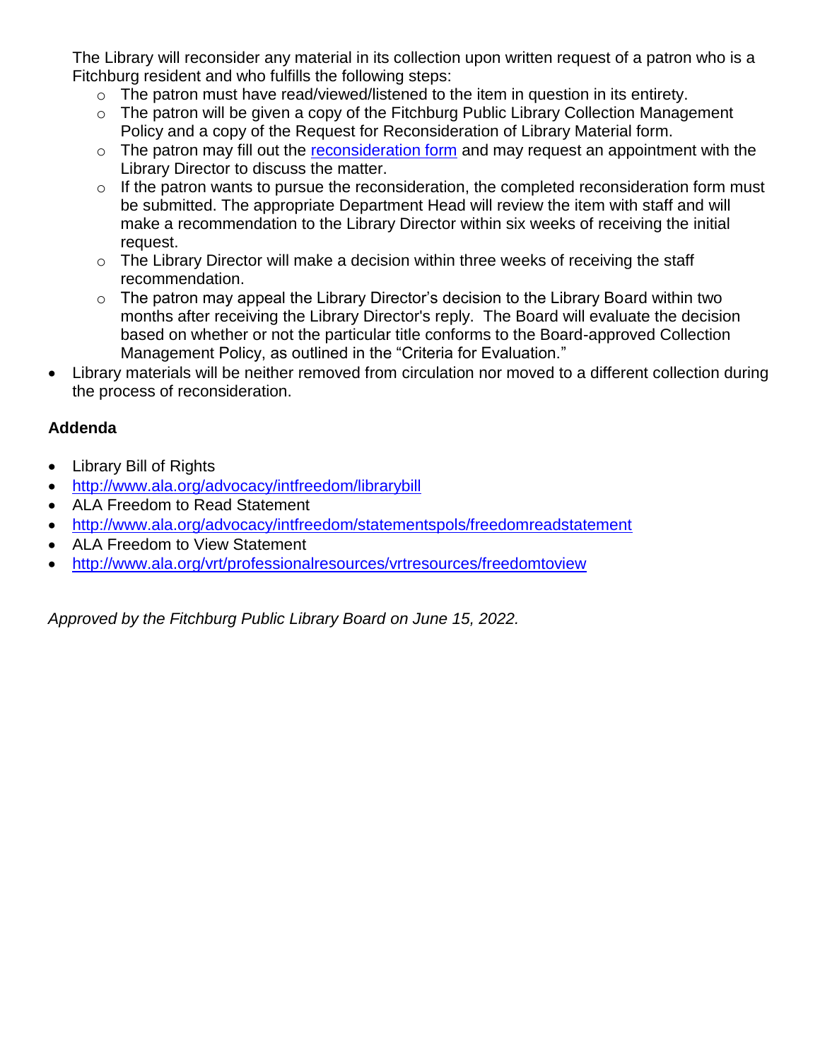The Library will reconsider any material in its collection upon written request of a patron who is a Fitchburg resident and who fulfills the following steps:

- The patron must have read/viewed/listened to the item in question in its entirety.
- The patron will be given a copy of the Fitchburg Public Library Collection Management Policy and a copy of the Request for Reconsideration of Library Material form.
- The patron may fill out the reconsideration form and may request an appointment with the Library Director to discuss the matter.
- If the patron wants to pursue the reconsideration, the completed reconsideration form must be submitted. The appropriate Department Head will review the item with staff and will make a recommendation to the Library Director within six weeks of receiving the initial request.
- The Library Director will make a decision within three weeks of receiving the staff recommendation.
- The patron may appeal the Library Director's decision to the Library Board within two months after receiving the Library Director's reply. The Board will evaluate the decision based on whether or not the particular title conforms to the Board-approved Collection Management Policy, as outlined in the "Criteria for Evaluation."

- Library materials will be neither removed from circulation nor moved to a different collection during the process of reconsideration.

**Addenda**

- Library Bill of Rights
- http://www.ala.org/advocacy/intfreedom/librarybill
- ALA Freedom to Read Statement
- http://www.ala.org/advocacy/intfreedom/statementspols/freedomreadstatement
- ALA Freedom to View Statement
- http://www.ala.org/vrt/professionalresources/vrtresources/freedomtoview

*Approved by the Fitchburg Public Library Board on June 15, 2022.*